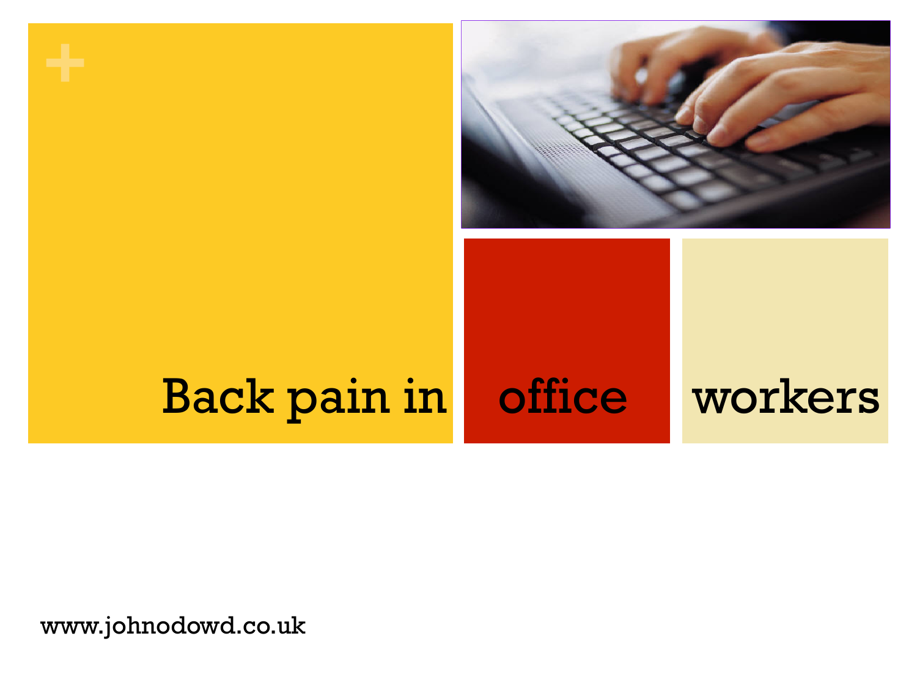# Back pain in office workers

www.johnodowd.co.uk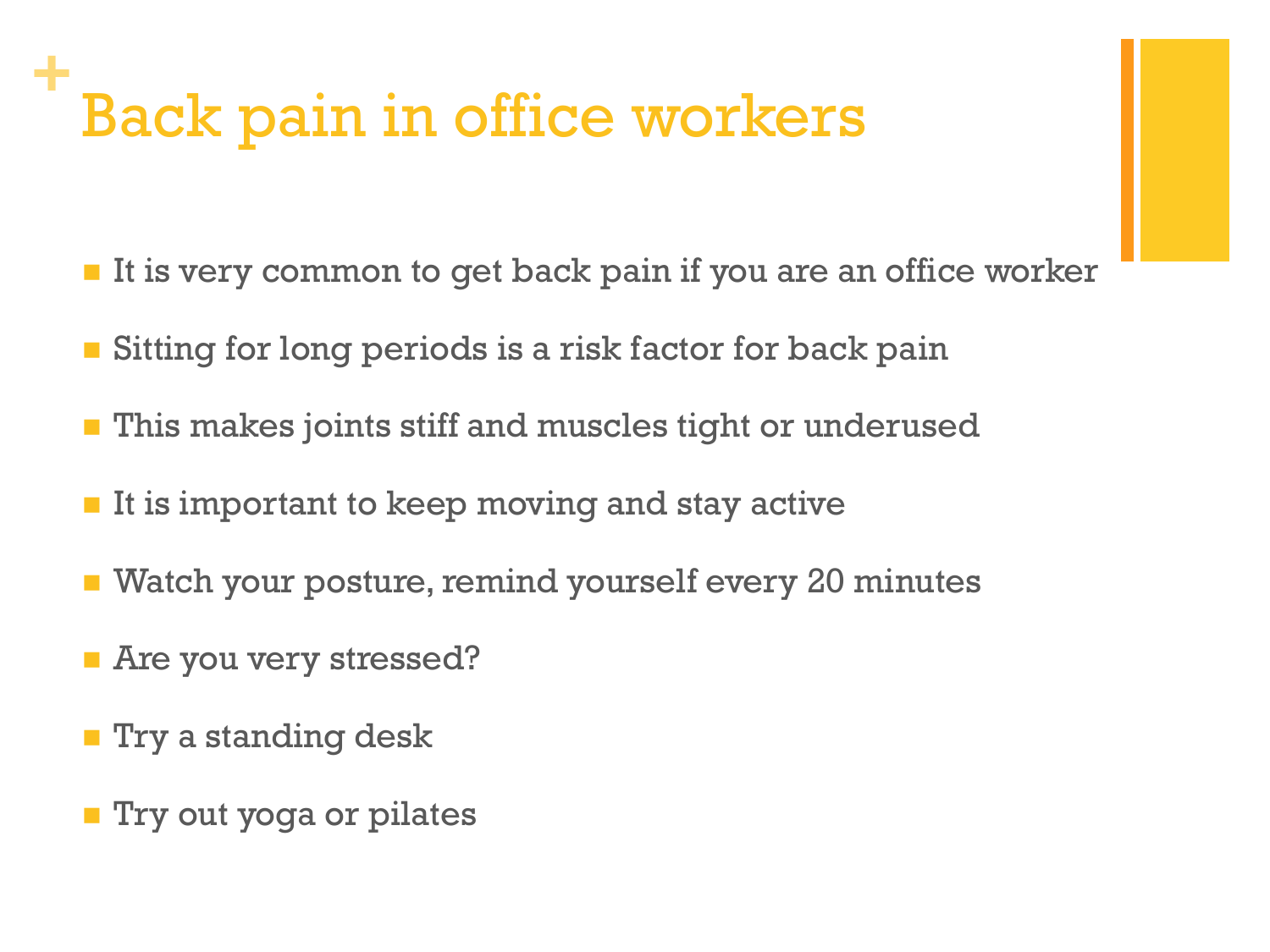# Back pain in office workers

- It is very common to get back pain if you are an office worker
- Sitting for long periods is a risk factor for back pain
- This makes joints stiff and muscles tight or underused
- It is important to keep moving and stay active
- Watch your posture, remind yourself every 20 minutes
- Are you very stressed?
- Try a standing desk
- Try out yoga or pilates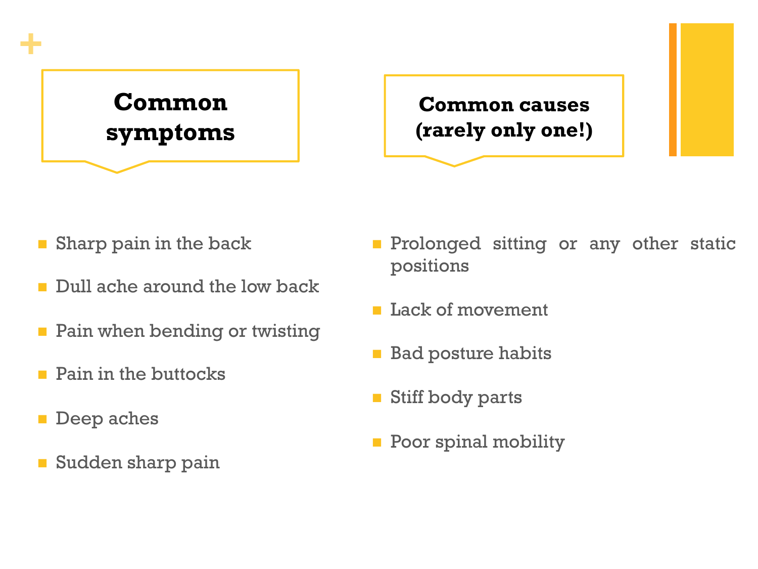## Common symptoms

- Sharp pain in the back
- Dull ache around the low back
- Pain when bending or twisting
- Pain in the buttocks
- Deep aches
- Sudden sharp pain

## Common causes (rarely only one!)

- Prolonged sitting or any other static positions
- Lack of movement
- Bad posture habits
- Stiff body parts
- Poor spinal mobility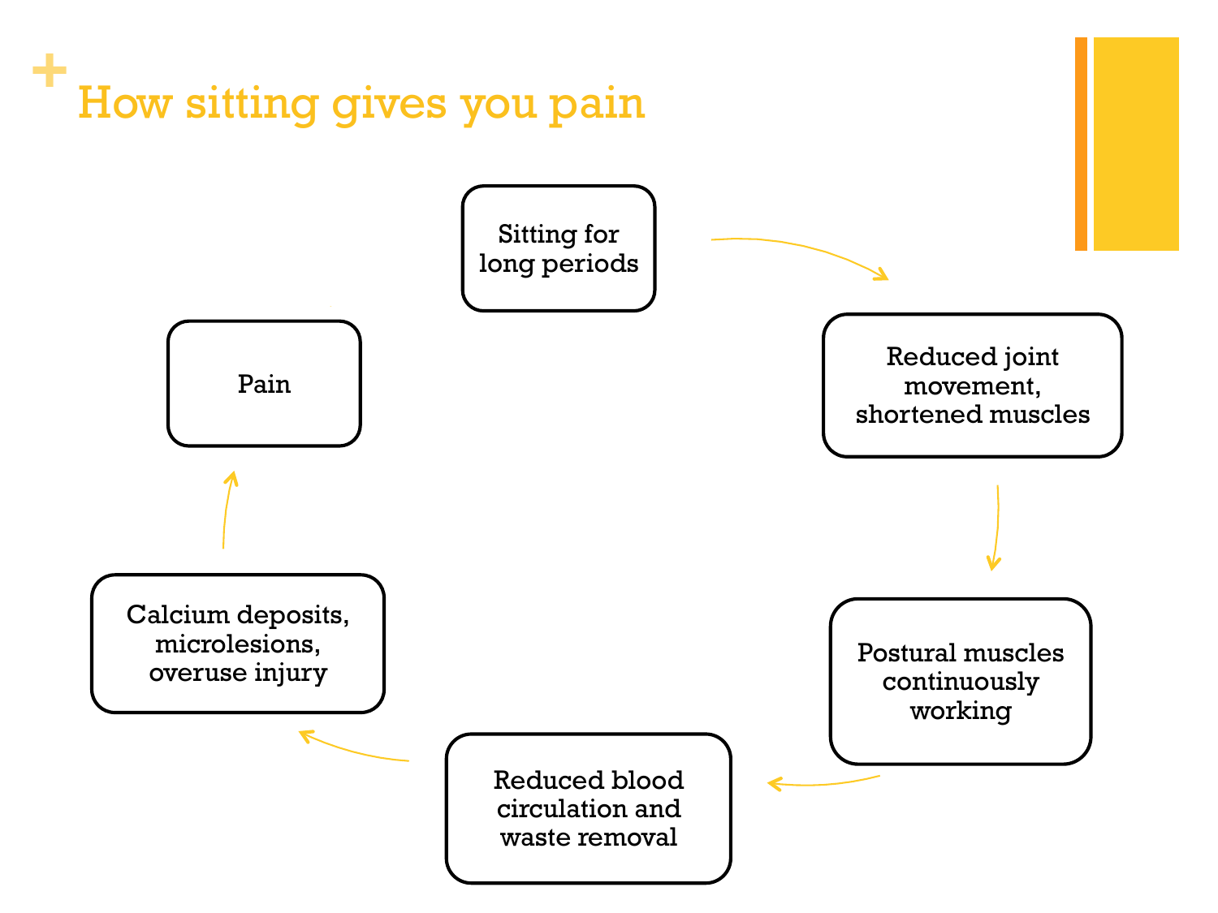# How sitting gives you pain

Sitting for long periods

Reduced joint movement, shortened muscles

Postural muscles continuously working

Reduced blood circulation and waste removal

Calcium deposits, microlesions, overuse injury

Pain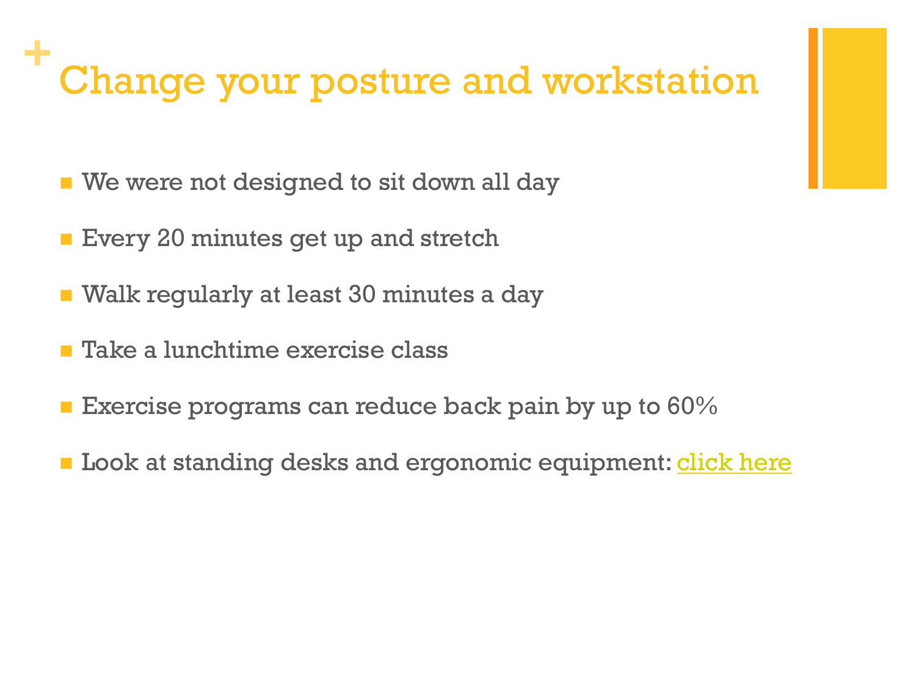# Change your posture and workstation

- We were not designed to sit down all day
- Every 20 minutes get up and stretch
- Walk regularly at least 30 minutes a day
- Take a lunchtime exercise class
- Exercise programs can reduce back pain by up to 60%
- Look at standing desks and ergonomic equipment: click here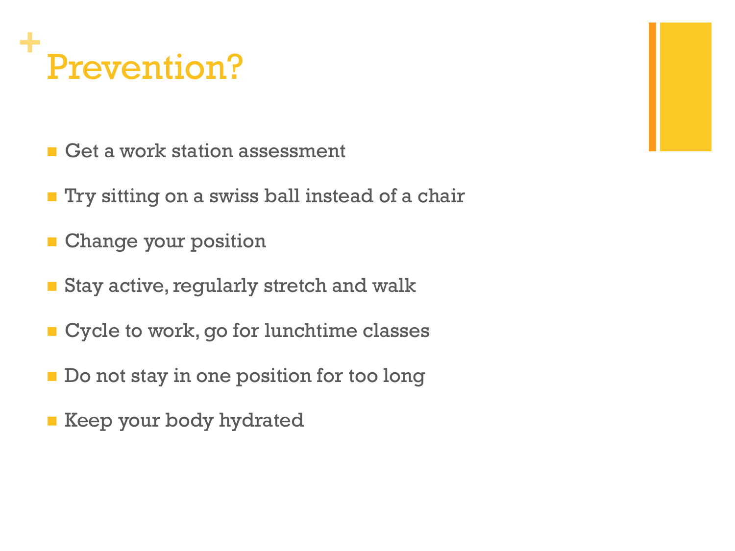# Prevention?

- Get a work station assessment
- Try sitting on a swiss ball instead of a chair
- Change your position
- Stay active, regularly stretch and walk
- Cycle to work, go for lunchtime classes
- Do not stay in one position for too long
- Keep your body hydrated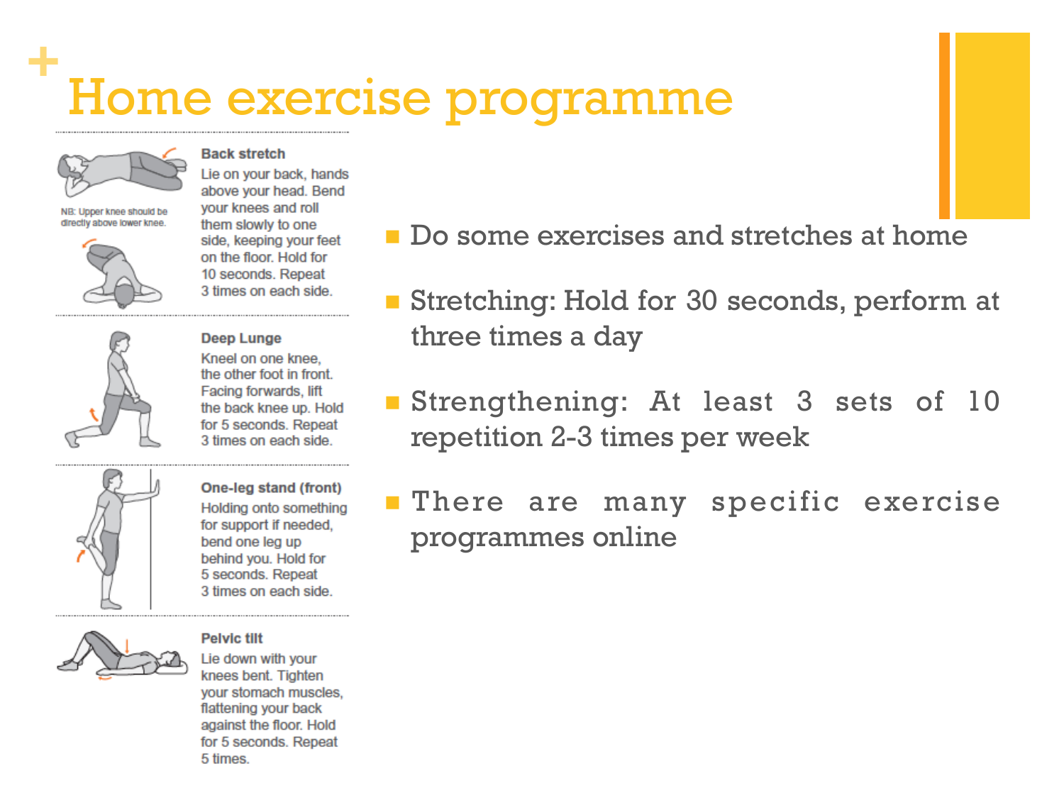# Home exercise programme

**Back stretch**

Lie on your back, hands above your head. Bend your knees and roll them slowly to one side, keeping your feet on the floor. Hold for 10 seconds. Repeat 3 times on each side.

NB: Upper knee should be directly above lower knee.

**Deep Lunge**

Kneel on one knee, the other foot in front. Facing forwards, lift the back knee up. Hold for 5 seconds. Repeat 3 times on each side.

**One-leg stand (front)**

Holding onto something for support if needed, bend one leg up behind you. Hold for 5 seconds. Repeat 3 times on each side.

**Pelvic tilt**

Lie down with your knees bent. Tighten your stomach muscles, flattening your back against the floor. Hold for 5 seconds. Repeat 5 times.

- Do some exercises and stretches at home
- Stretching: Hold for 30 seconds, perform at three times a day
- Strengthening: At least 3 sets of 10 repetition 2-3 times per week
- There are many specific exercise programmes online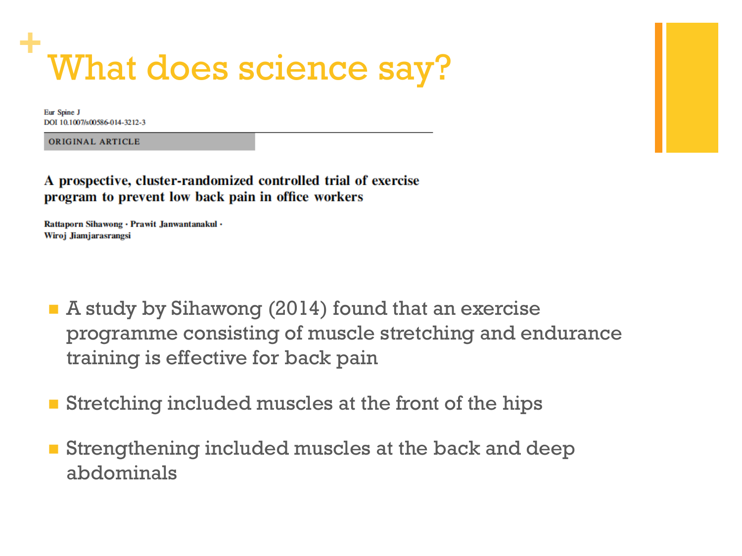# What does science say?

Eur Spine J
DOI 10.1007/s00586-014-3212-3

ORIGINAL ARTICLE

**A prospective, cluster-randomized controlled trial of exercise program to prevent low back pain in office workers**

**Rattaporn Sihawong · Prawit Janwantanakul · Wiroj Jiamjarasrangsi**

- A study by Sihawong (2014) found that an exercise programme consisting of muscle stretching and endurance training is effective for back pain
- Stretching included muscles at the front of the hips
- Strengthening included muscles at the back and deep abdominals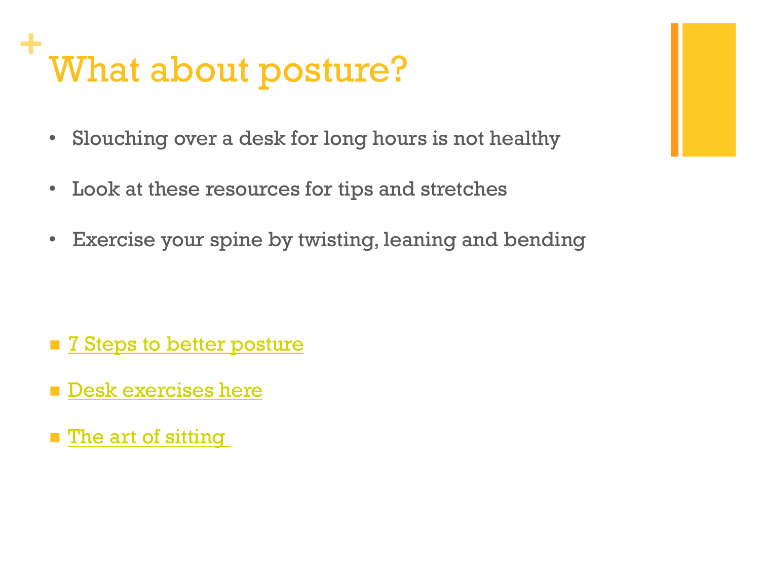# What about posture?

- Slouching over a desk for long hours is not healthy
- Look at these resources for tips and stretches
- Exercise your spine by twisting, leaning and bending

- 7 Steps to better posture
- Desk exercises here
- The art of sitting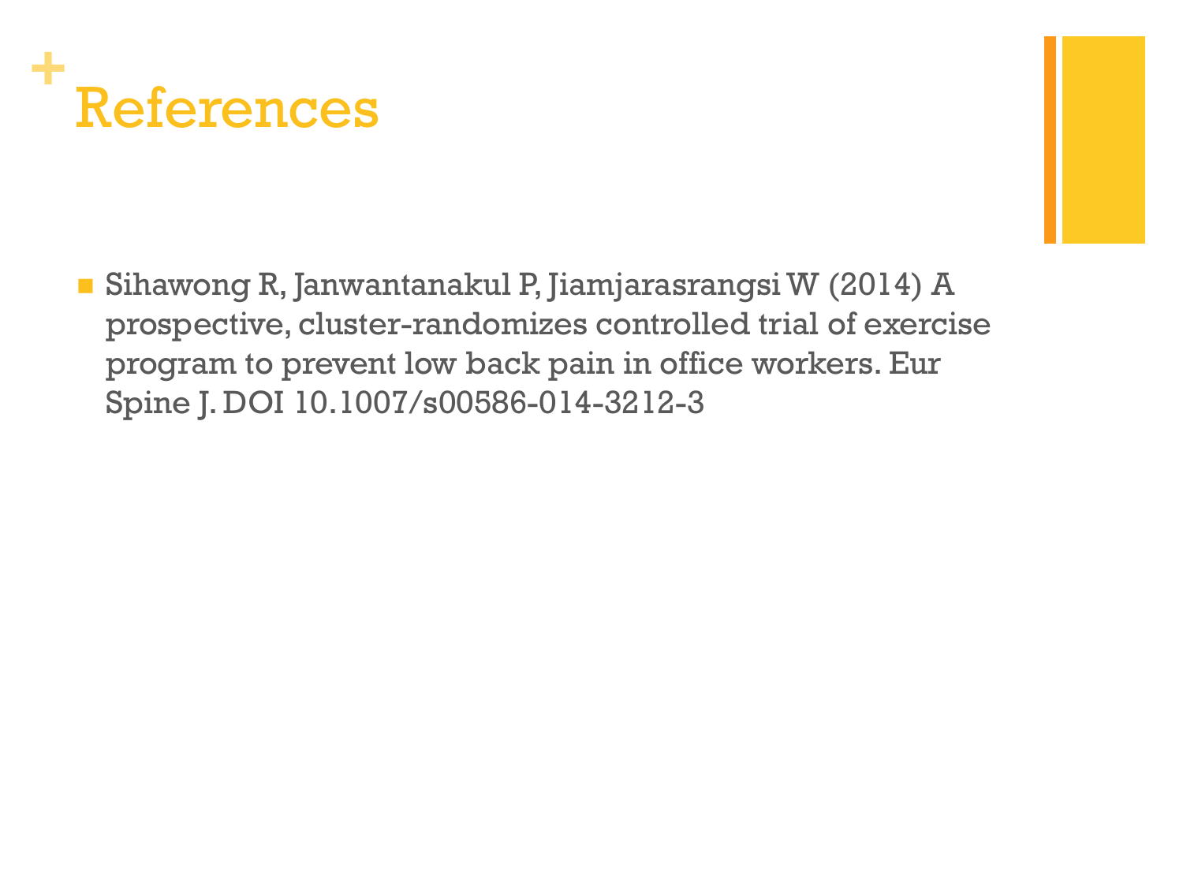# References

- Sihawong R, Janwantanakul P, Jiamjarasrangsi W (2014) A prospective, cluster-randomizes controlled trial of exercise program to prevent low back pain in office workers. Eur Spine J. DOI 10.1007/s00586-014-3212-3